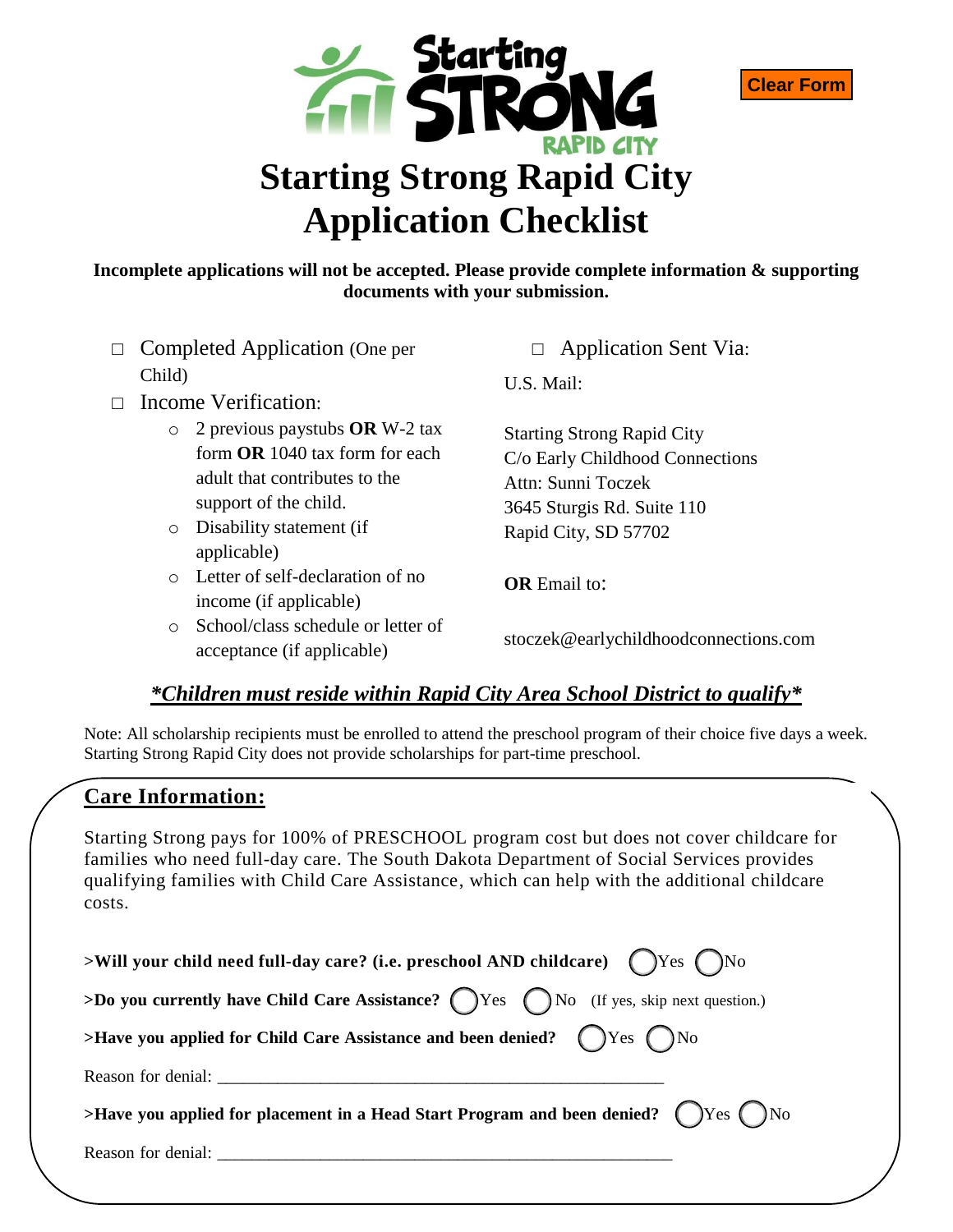Clear Form

# Starting Strong Rapid City Application Checklist

**Incomplete applications will not be accepted. Please provide complete information & supporting documents with your submission.**

- □ Completed Application (One per Child)
- □ Income Verification:
  - 2 previous paystubs **OR** W-2 tax form **OR** 1040 tax form for each adult that contributes to the support of the child.
  - Disability statement (if applicable)
  - Letter of self-declaration of no income (if applicable)
  - School/class schedule or letter of acceptance (if applicable)
- □ Application Sent Via:

U.S. Mail:

Starting Strong Rapid City
C/o Early Childhood Connections
Attn: Sunni Toczek
3645 Sturgis Rd. Suite 110
Rapid City, SD 57702

**OR** Email to:

stoczek@earlychildhoodconnections.com

***Children must reside within Rapid City Area School District to qualify***

Note: All scholarship recipients must be enrolled to attend the preschool program of their choice five days a week. Starting Strong Rapid City does not provide scholarships for part-time preschool.

## Care Information:

Starting Strong pays for 100% of PRESCHOOL program cost but does not cover childcare for families who need full-day care. The South Dakota Department of Social Services provides qualifying families with Child Care Assistance, which can help with the additional childcare costs.

**>Will your child need full-day care? (i.e. preschool AND childcare)** ◯ Yes ◯ No

**>Do you currently have Child Care Assistance?** ◯ Yes ◯ No (If yes, skip next question.)

**>Have you applied for Child Care Assistance and been denied?** ◯ Yes ◯ No

Reason for denial: ____________________________________________________

**>Have you applied for placement in a Head Start Program and been denied?** ◯ Yes ◯ No

Reason for denial: ____________________________________________________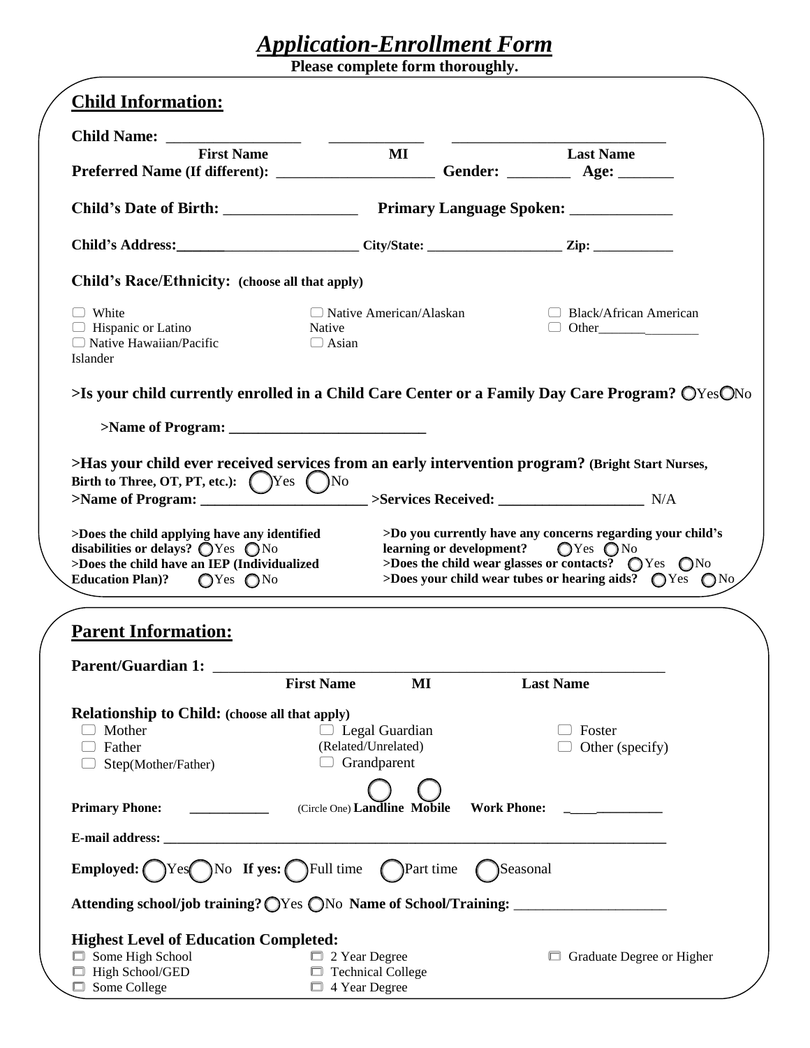# *Application-Enrollment Form*

**Please complete form thoroughly.**

## Child Information:

**Child Name:** ________________ ____________ ____________________________

**First Name** **MI** **Last Name**

**Preferred Name (If different):** ____________________ **Gender:** ________ **Age:** _______

**Child's Date of Birth:** ________________ **Primary Language Spoken:** _____________

**Child's Address:**_______________________________ **City/State:** ___________________ **Zip:** ___________

**Child's Race/Ethnicity: (choose all that apply)**

- ☐ White
- ☐ Hispanic or Latino
- ☐ Native Hawaiian/Pacific Islander
- ☐ Native American/Alaskan Native
- ☐ Asian
- ☐ Black/African American
- ☐ Other________________

**>Is your child currently enrolled in a Child Care Center or a Family Day Care Program?** ◯Yes ◯No

**>Name of Program:** __________________________

**>Has your child ever received services from an early intervention program? (Bright Start Nurses, Birth to Three, OT, PT, etc.):** ◯Yes ◯No

**>Name of Program:** ______________________ **>Services Received:** ___________________ N/A

**>Does the child applying have any identified disabilities or delays?** ◯Yes ◯No

**>Does the child have an IEP (Individualized Education Plan)?** ◯Yes ◯No

**>Do you currently have any concerns regarding your child's learning or development?** ◯Yes ◯No

**>Does the child wear glasses or contacts?** ◯Yes ◯No

**>Does your child wear tubes or hearing aids?** ◯Yes ◯No

## Parent Information:

**Parent/Guardian 1:** ____________________________________________________________

**First Name** **MI** **Last Name**

**Relationship to Child: (choose all that apply)**

- ☐ Mother
- ☐ Father
- ☐ Step(Mother/Father)
- ☐ Legal Guardian (Related/Unrelated)
- ☐ Grandparent
- ☐ Foster
- ☐ Other (specify)

**Primary Phone:** ___________ (Circle One) **Landline Mobile** **Work Phone:** _______________

**E-mail address:** ______________________________________________________________

**Employed:** ◯Yes ◯No **If yes:** ◯Full time ◯Part time ◯Seasonal

**Attending school/job training?** ◯Yes ◯No **Name of School/Training:** ____________________

**Highest Level of Education Completed:**

- ☐ Some High School
- ☐ High School/GED
- ☐ Some College
- ☐ 2 Year Degree
- ☐ Technical College
- ☐ 4 Year Degree
- ☐ Graduate Degree or Higher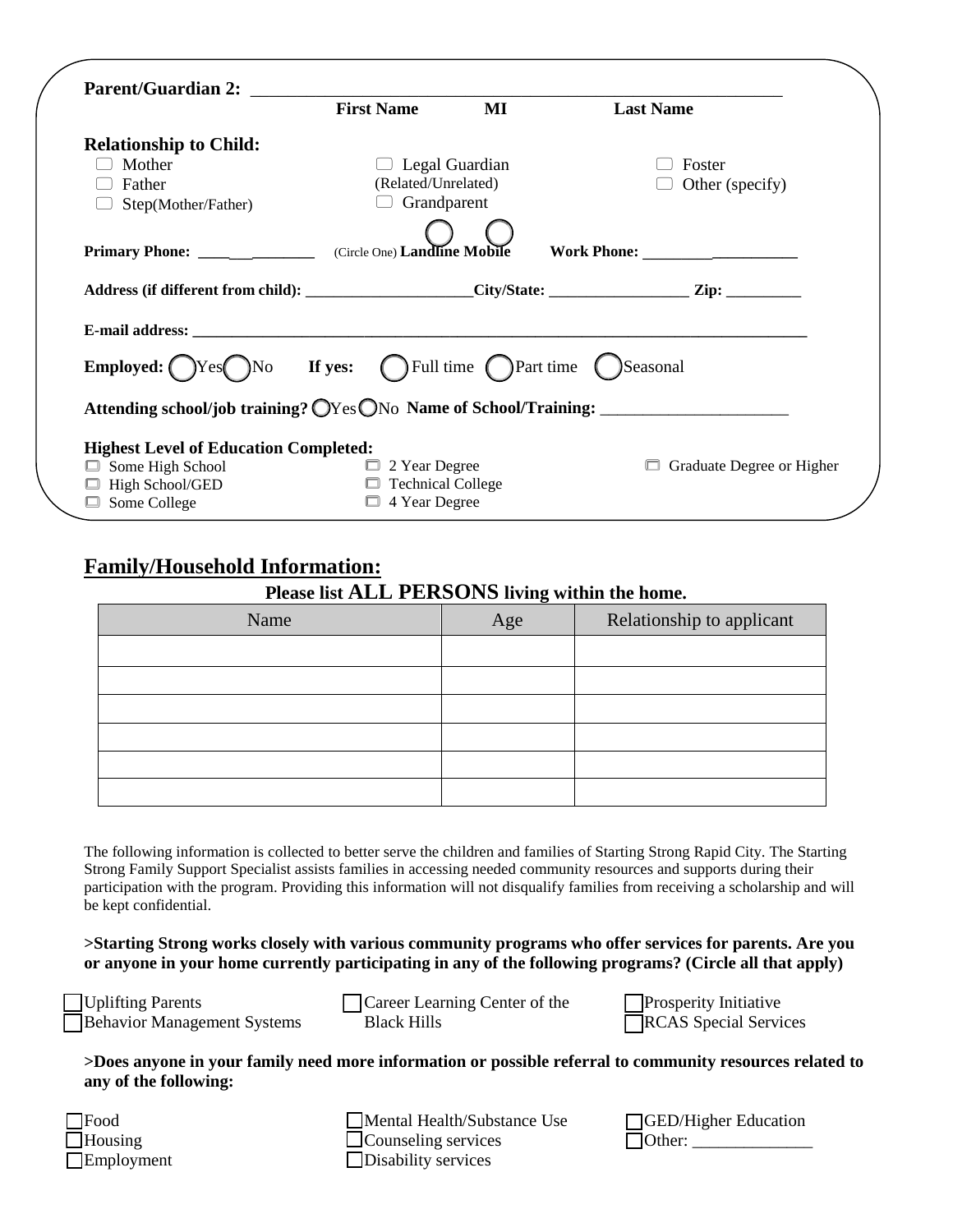**Parent/Guardian 2:** ______________________________________________

**First Name** **MI** **Last Name**

**Relationship to Child:**

- ☐ Mother
- ☐ Father
- ☐ Step(Mother/Father)
- ☐ Legal Guardian (Related/Unrelated)
- ☐ Grandparent
- ☐ Foster
- ☐ Other (specify)

**Primary Phone:** ______________ (Circle One) **Landline Mobile** **Work Phone:** ___________________

**Address (if different from child):** _____________________ **City/State:** __________________ **Zip:** __________

**E-mail address:** ________________________________________________________________________________

**Employed:** ◯Yes ◯No **If yes:** ◯ Full time ◯ Part time ◯ Seasonal

**Attending school/job training?** ◯Yes ◯No **Name of School/Training:** _______________________

**Highest Level of Education Completed:**

- ☐ Some High School
- ☐ High School/GED
- ☐ Some College
- ☐ 2 Year Degree
- ☐ Technical College
- ☐ 4 Year Degree
- ☐ Graduate Degree or Higher

## Family/Household Information:

**Please list ALL PERSONS living within the home.**

| Name | Age | Relationship to applicant |
|---|---|---|
| | | |
| | | |
| | | |
| | | |
| | | |
| | | |

The following information is collected to better serve the children and families of Starting Strong Rapid City. The Starting Strong Family Support Specialist assists families in accessing needed community resources and supports during their participation with the program. Providing this information will not disqualify families from receiving a scholarship and will be kept confidential.

**>Starting Strong works closely with various community programs who offer services for parents. Are you or anyone in your home currently participating in any of the following programs? (Circle all that apply)**

- ☐ Uplifting Parents
- ☐ Behavior Management Systems
- ☐ Career Learning Center of the Black Hills
- ☐ Prosperity Initiative
- ☐ RCAS Special Services

**>Does anyone in your family need more information or possible referral to community resources related to any of the following:**

- ☐ Food
- ☐ Housing
- ☐ Employment
- ☐ Mental Health/Substance Use
- ☐ Counseling services
- ☐ Disability services
- ☐ GED/Higher Education
- ☐ Other: ______________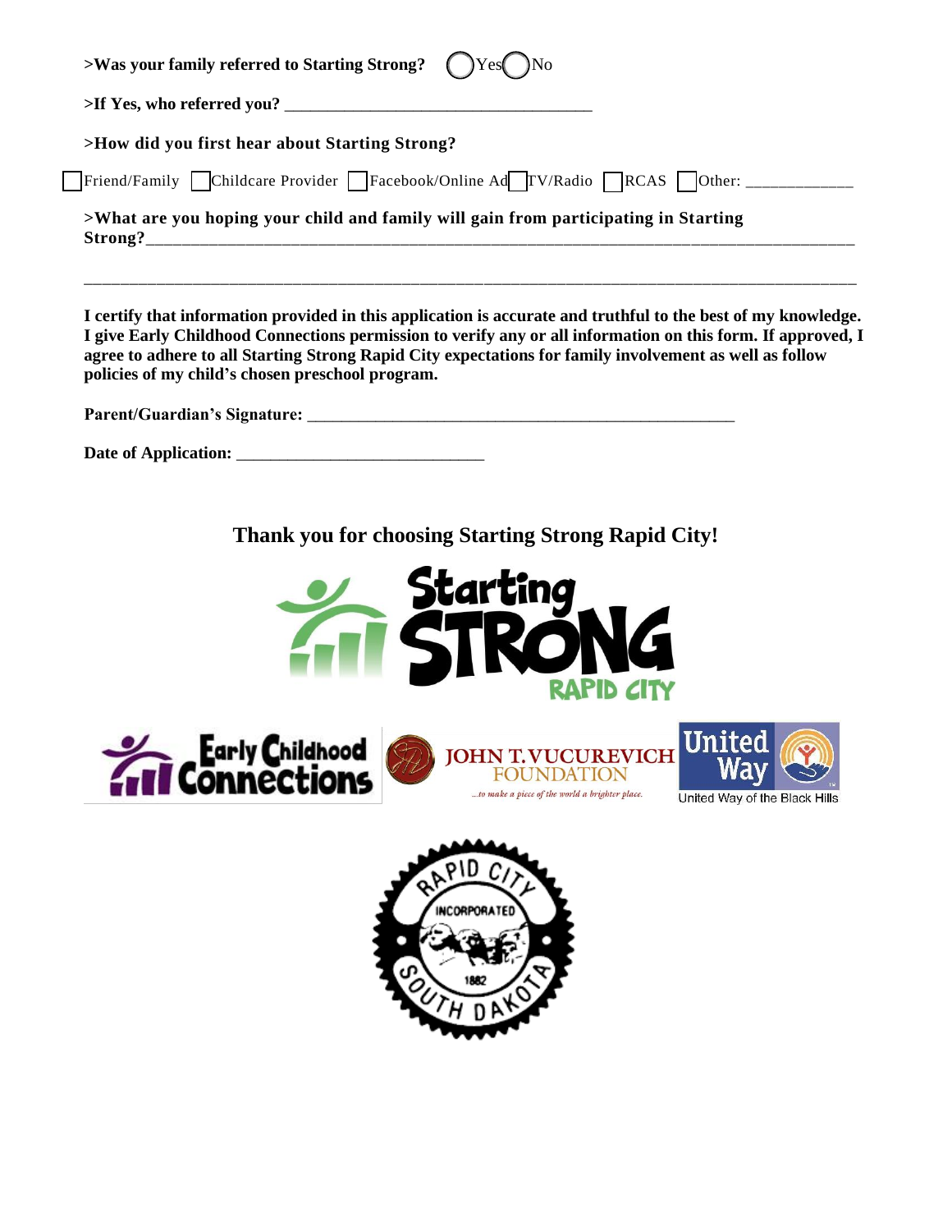**>Was your family referred to Starting Strong?** ◯ Yes ◯ No

**>If Yes, who referred you?** ___________________________________

**>How did you first hear about Starting Strong?**

☐ Friend/Family ☐ Childcare Provider ☐ Facebook/Online Ad ☐ TV/Radio ☐ RCAS ☐ Other: ____________

**>What are you hoping your child and family will gain from participating in Starting Strong?**_______________________________________________________________________________

_______________________________________________________________________________________

**I certify that information provided in this application is accurate and truthful to the best of my knowledge. I give Early Childhood Connections permission to verify any or all information on this form. If approved, I agree to adhere to all Starting Strong Rapid City expectations for family involvement as well as follow policies of my child's chosen preschool program.**

**Parent/Guardian's Signature:** __________________________________________________

**Date of Application:** _____________________________

## Thank you for choosing Starting Strong Rapid City!